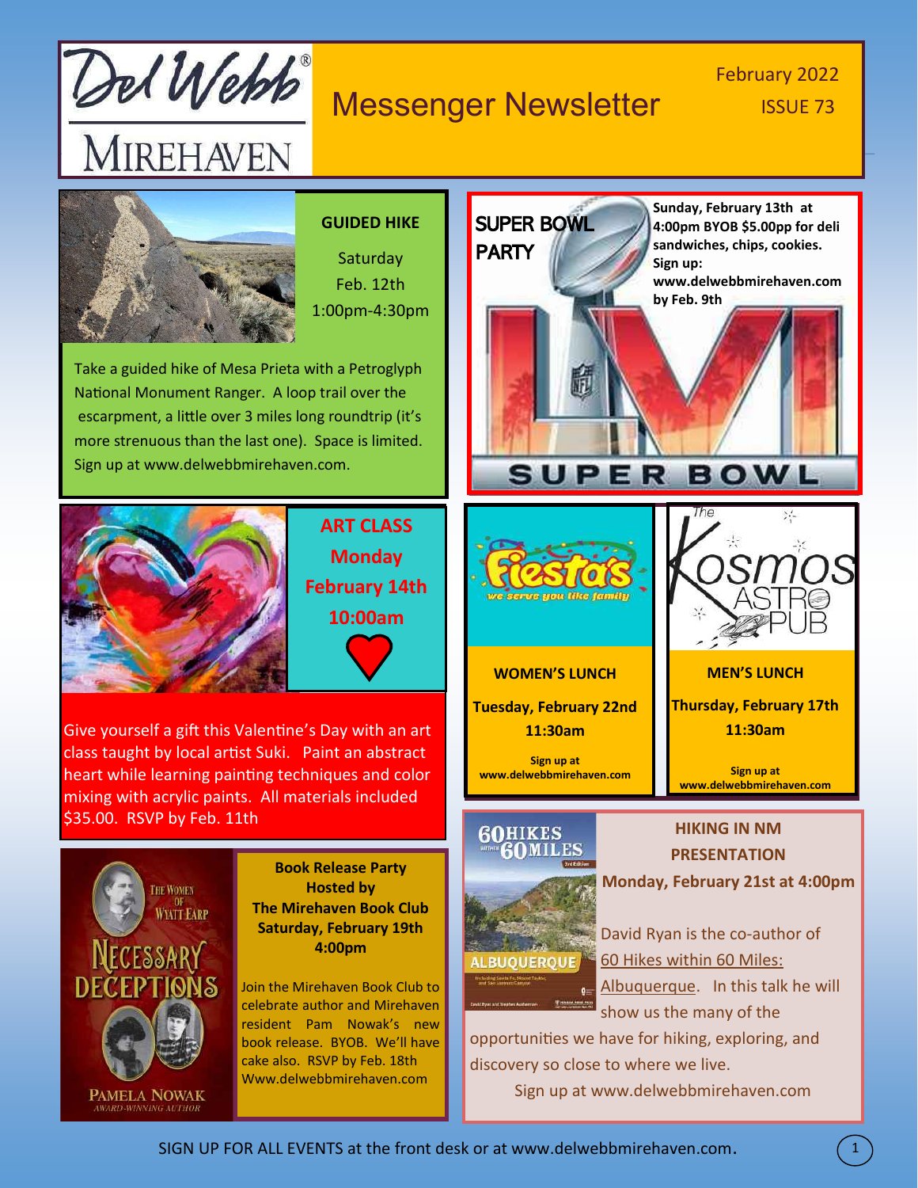# Del Webb Mirehaven Messenger Newsletter

February 2022
ISSUE 73

## GUIDED HIKE

Saturday
Feb. 12th
1:00pm-4:30pm

Take a guided hike of Mesa Prieta with a Petroglyph National Monument Ranger. A loop trail over the escarpment, a little over 3 miles long roundtrip (it's more strenuous than the last one). Space is limited. Sign up at www.delwebbmirehaven.com.

## SUPER BOWL PARTY

**Sunday, February 13th at 4:00pm BYOB $5.00pp for deli sandwiches, chips, cookies. Sign up: www.delwebbmirehaven.com by Feb. 9th**

## ART CLASS

**Monday**
**February 14th**
**10:00am**

Give yourself a gift this Valentine's Day with an art class taught by local artist Suki. Paint an abstract heart while learning painting techniques and color mixing with acrylic paints. All materials included $35.00. RSVP by Feb. 11th

## WOMEN'S LUNCH

Fiesta's — *we serve you like family*

**Tuesday, February 22nd**
**11:30am**

**Sign up at www.delwebbmirehaven.com**

## MEN'S LUNCH

The Kosmos Astro Pub

**Thursday, February 17th**
**11:30am**

**Sign up at www.delwebbmirehaven.com**

## Book Release Party Hosted by The Mirehaven Book Club

**Saturday, February 19th**
**4:00pm**

Join the Mirehaven Book Club to celebrate author and Mirehaven resident Pam Nowak's new book release. BYOB. We'll have cake also. RSVP by Feb. 18th
Www.delwebbmirehaven.com

## HIKING IN NM PRESENTATION

**Monday, February 21st at 4:00pm**

David Ryan is the co-author of 60 Hikes within 60 Miles: Albuquerque. In this talk he will show us the many of the opportunities we have for hiking, exploring, and discovery so close to where we live.

Sign up at www.delwebbmirehaven.com

SIGN UP FOR ALL EVENTS at the front desk or at www.delwebbmirehaven.com.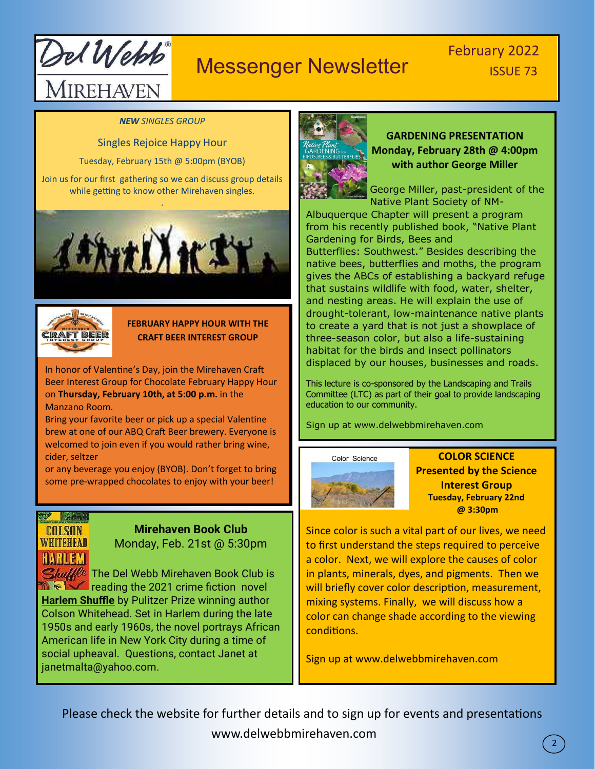# Del Webb Mirehaven Messenger Newsletter

February 2022 ISSUE 73

***NEW** SINGLES GROUP*

## Singles Rejoice Happy Hour

Tuesday, February 15th @ 5:00pm (BYOB)

Join us for our first gathering so we can discuss group details while getting to know other Mirehaven singles.

## FEBRUARY HAPPY HOUR WITH THE CRAFT BEER INTEREST GROUP

In honor of Valentine's Day, join the Mirehaven Craft Beer Interest Group for Chocolate February Happy Hour on **Thursday, February 10th, at 5:00 p.m.** in the Manzano Room.

Bring your favorite beer or pick up a special Valentine brew at one of our ABQ Craft Beer brewery. Everyone is welcomed to join even if you would rather bring wine, cider, seltzer or any beverage you enjoy (BYOB). Don't forget to bring some pre-wrapped chocolates to enjoy with your beer!

## Mirehaven Book Club

Monday, Feb. 21st @ 5:30pm

The Del Webb Mirehaven Book Club is reading the 2021 crime fiction novel **Harlem Shuffle** by Pulitzer Prize winning author Colson Whitehead. Set in Harlem during the late 1950s and early 1960s, the novel portrays African American life in New York City during a time of social upheaval. Questions, contact Janet at janetmalta@yahoo.com.

## GARDENING PRESENTATION Monday, February 28th @ 4:00pm with author George Miller

George Miller, past-president of the Native Plant Society of NM-Albuquerque Chapter will present a program from his recently published book, "Native Plant Gardening for Birds, Bees and Butterflies: Southwest." Besides describing the native bees, butterflies and moths, the program gives the ABCs of establishing a backyard refuge that sustains wildlife with food, water, shelter, and nesting areas. He will explain the use of drought-tolerant, low-maintenance native plants to create a yard that is not just a showplace of three-season color, but also a life-sustaining habitat for the birds and insect pollinators displaced by our houses, businesses and roads.

This lecture is co-sponsored by the Landscaping and Trails Committee (LTC) as part of their goal to provide landscaping education to our community.

Sign up at www.delwebbmirehaven.com

## COLOR SCIENCE Presented by the Science Interest Group

**Tuesday, February 22nd @ 3:30pm**

Since color is such a vital part of our lives, we need to first understand the steps required to perceive a color. Next, we will explore the causes of color in plants, minerals, dyes, and pigments. Then we will briefly cover color description, measurement, mixing systems. Finally, we will discuss how a color can change shade according to the viewing conditions.

Sign up at www.delwebbmirehaven.com

Please check the website for further details and to sign up for events and presentations www.delwebbmirehaven.com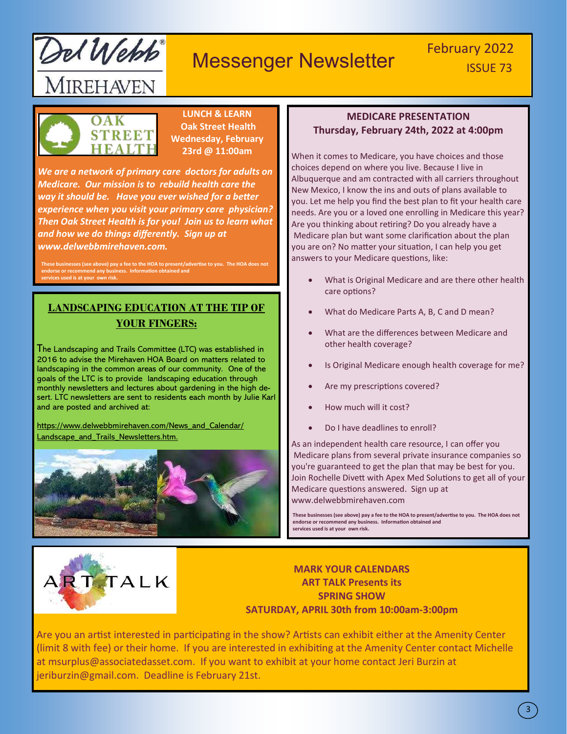# Messenger Newsletter

February 2022
ISSUE 73

## LUNCH & LEARN
**Oak Street Health**
**Wednesday, February 23rd @ 11:00am**

***We are a network of primary care doctors for adults on Medicare. Our mission is to rebuild health care the way it should be. Have you ever wished for a better experience when you visit your primary care physician? Then Oak Street Health is for you! Join us to learn what and how we do things differently. Sign up at www.delwebbmirehaven.com.***

These businesses (see above) pay a fee to the HOA to present/advertise to you. The HOA does not endorse or recommend any business. Information obtained and services used is at your own risk.

## LANDSCAPING EDUCATION AT THE TIP OF YOUR FINGERS:

The Landscaping and Trails Committee (LTC) was established in 2016 to advise the Mirehaven HOA Board on matters related to landscaping in the common areas of our community. One of the goals of the LTC is to provide landscaping education through monthly newsletters and lectures about gardening in the high desert. LTC newsletters are sent to residents each month by Julie Karl and are posted and archived at:

https://www.delwebbmirehaven.com/News_and_Calendar/Landscape_and_Trails_Newsletters.htm.

## MEDICARE PRESENTATION
**Thursday, February 24th, 2022 at 4:00pm**

When it comes to Medicare, you have choices and those choices depend on where you live. Because I live in Albuquerque and am contracted with all carriers throughout New Mexico, I know the ins and outs of plans available to you. Let me help you find the best plan to fit your health care needs. Are you or a loved one enrolling in Medicare this year? Are you thinking about retiring? Do you already have a Medicare plan but want some clarification about the plan you are on? No matter your situation, I can help you get answers to your Medicare questions, like:

- What is Original Medicare and are there other health care options?
- What do Medicare Parts A, B, C and D mean?
- What are the differences between Medicare and other health coverage?
- Is Original Medicare enough health coverage for me?
- Are my prescriptions covered?
- How much will it cost?
- Do I have deadlines to enroll?

As an independent health care resource, I can offer you Medicare plans from several private insurance companies so you're guaranteed to get the plan that may be best for you. Join Rochelle Divett with Apex Med Solutions to get all of your Medicare questions answered. Sign up at www.delwebbmirehaven.com

These businesses (see above) pay a fee to the HOA to present/advertise to you. The HOA does not endorse or recommend any business. Information obtained and services used is at your own risk.

## MARK YOUR CALENDARS
**ART TALK Presents its SPRING SHOW**
**SATURDAY, APRIL 30th from 10:00am-3:00pm**

Are you an artist interested in participating in the show? Artists can exhibit either at the Amenity Center (limit 8 with fee) or their home. If you are interested in exhibiting at the Amenity Center contact Michelle at msurplus@associatedasset.com. If you want to exhibit at your home contact Jeri Burzin at jeriburzin@gmail.com. Deadline is February 21st.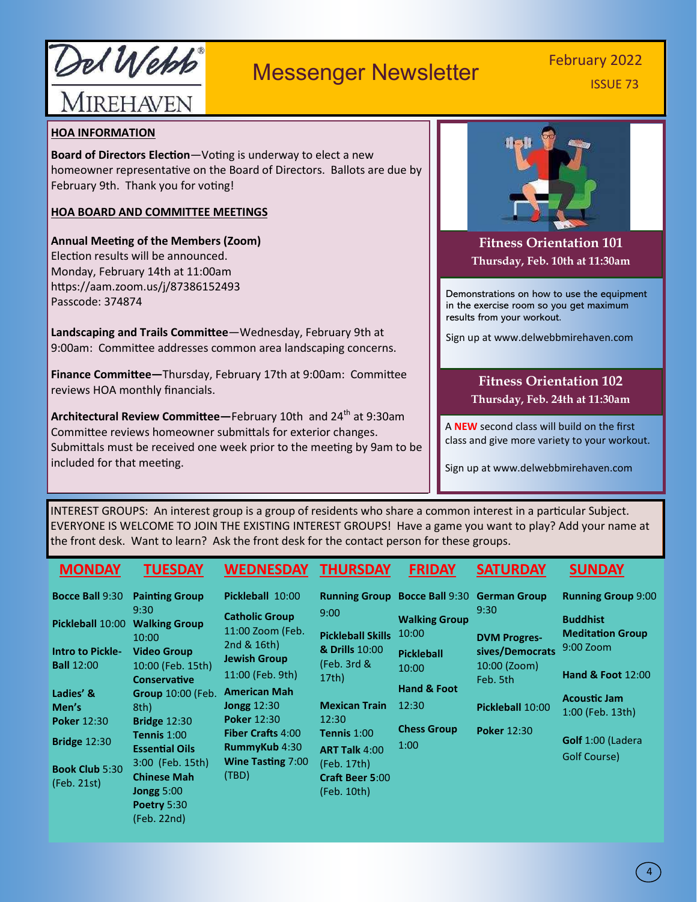Del Webb® MIREHAVEN

# Messenger Newsletter

February 2022

ISSUE 73

## HOA INFORMATION

**Board of Directors Election**—Voting is underway to elect a new homeowner representative on the Board of Directors. Ballots are due by February 9th. Thank you for voting!

## HOA BOARD AND COMMITTEE MEETINGS

**Annual Meeting of the Members (Zoom)**
Election results will be announced.
Monday, February 14th at 11:00am
https://aam.zoom.us/j/87386152493
Passcode: 374874

**Landscaping and Trails Committee**—Wednesday, February 9th at 9:00am: Committee addresses common area landscaping concerns.

**Finance Committee—**Thursday, February 17th at 9:00am: Committee reviews HOA monthly financials.

**Architectural Review Committee—**February 10th and 24th at 9:30am Committee reviews homeowner submittals for exterior changes. Submittals must be received one week prior to the meeting by 9am to be included for that meeting.

## Fitness Orientation 101

**Thursday, Feb. 10th at 11:30am**

Demonstrations on how to use the equipment in the exercise room so you get maximum results from your workout.

Sign up at www.delwebbmirehaven.com

## Fitness Orientation 102

**Thursday, Feb. 24th at 11:30am**

A **NEW** second class will build on the first class and give more variety to your workout.

Sign up at www.delwebbmirehaven.com

INTEREST GROUPS: An interest group is a group of residents who share a common interest in a particular Subject. EVERYONE IS WELCOME TO JOIN THE EXISTING INTEREST GROUPS! Have a game you want to play? Add your name at the front desk. Want to learn? Ask the front desk for the contact person for these groups.

| MONDAY | TUESDAY | WEDNESDAY | THURSDAY | FRIDAY | SATURDAY | SUNDAY |
|---|---|---|---|---|---|---|
| **Bocce Ball** 9:30 | **Painting Group** 9:30 | **Pickleball** 10:00 | **Running Group** 9:00 | **Bocce Ball** 9:30 | **German Group** 9:30 | **Running Group** 9:00 |
| **Pickleball** 10:00 | **Walking Group** 10:00 | **Catholic Group** 11:00 Zoom (Feb. 2nd & 16th) | **Pickleball Skills & Drills** 10:00 (Feb. 3rd & 17th) | **Walking Group** 10:00 | **DVM Progres-sives/Democrats** 10:00 (Zoom) Feb. 5th | **Buddhist Meditation Group** 9:00 Zoom |
| **Intro to Pickle-Ball** 12:00 | **Video Group** 10:00 (Feb. 15th) | **Jewish Group** 11:00 (Feb. 9th) | **Mexican Train** 12:30 | **Pickleball** 10:00 | **Pickleball** 10:00 | **Hand & Foot** 12:00 |
| **Ladies' & Men's Poker** 12:30 | **Conservative Group** 10:00 (Feb. 8th) | **American Mah Jongg** 12:30 | **Tennis** 1:00 | **Hand & Foot** 12:30 | **Poker** 12:30 | **Acoustic Jam** 1:00 (Feb. 13th) |
| **Bridge** 12:30 | **Bridge** 12:30 | **Poker** 12:30 | **ART Talk** 4:00 (Feb. 17th) | **Chess Group** 1:00 | | **Golf** 1:00 (Ladera Golf Course) |
| **Book Club** 5:30 (Feb. 21st) | **Tennis** 1:00 | **Fiber Crafts** 4:00 | **Craft Beer** 5:00 (Feb. 10th) | | | |
| | **Essential Oils** 3:00 (Feb. 15th) | **RummyKub** 4:30 | | | | |
| | **Chinese Mah Jongg** 5:00 | **Wine Tasting** 7:00 (TBD) | | | | |
| | **Poetry** 5:30 (Feb. 22nd) | | | | | |